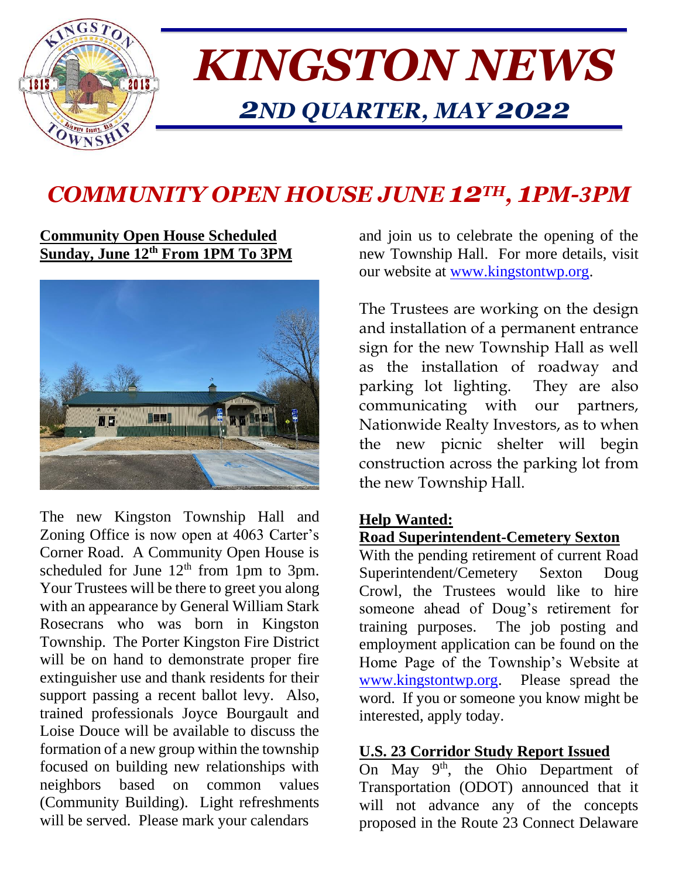# KINGSTON NEWS

## 2ND QUARTER, MAY 2022

## COMMUNITY OPEN HOUSE JUNE 12TH, 1PM-3PM

**Community Open House Scheduled Sunday, June 12th From 1PM To 3PM**

The new Kingston Township Hall and Zoning Office is now open at 4063 Carter's Corner Road. A Community Open House is scheduled for June 12th from 1pm to 3pm. Your Trustees will be there to greet you along with an appearance by General William Stark Rosecrans who was born in Kingston Township. The Porter Kingston Fire District will be on hand to demonstrate proper fire extinguisher use and thank residents for their support passing a recent ballot levy. Also, trained professionals Joyce Bourgault and Loise Douce will be available to discuss the formation of a new group within the township focused on building new relationships with neighbors based on common values (Community Building). Light refreshments will be served. Please mark your calendars and join us to celebrate the opening of the new Township Hall. For more details, visit our website at www.kingstontwp.org.

The Trustees are working on the design and installation of a permanent entrance sign for the new Township Hall as well as the installation of roadway and parking lot lighting. They are also communicating with our partners, Nationwide Realty Investors, as to when the new picnic shelter will begin construction across the parking lot from the new Township Hall.

**Help Wanted:**
**Road Superintendent-Cemetery Sexton**

With the pending retirement of current Road Superintendent/Cemetery Sexton Doug Crowl, the Trustees would like to hire someone ahead of Doug's retirement for training purposes. The job posting and employment application can be found on the Home Page of the Township's Website at www.kingstontwp.org. Please spread the word. If you or someone you know might be interested, apply today.

**U.S. 23 Corridor Study Report Issued**

On May 9th, the Ohio Department of Transportation (ODOT) announced that it will not advance any of the concepts proposed in the Route 23 Connect Delaware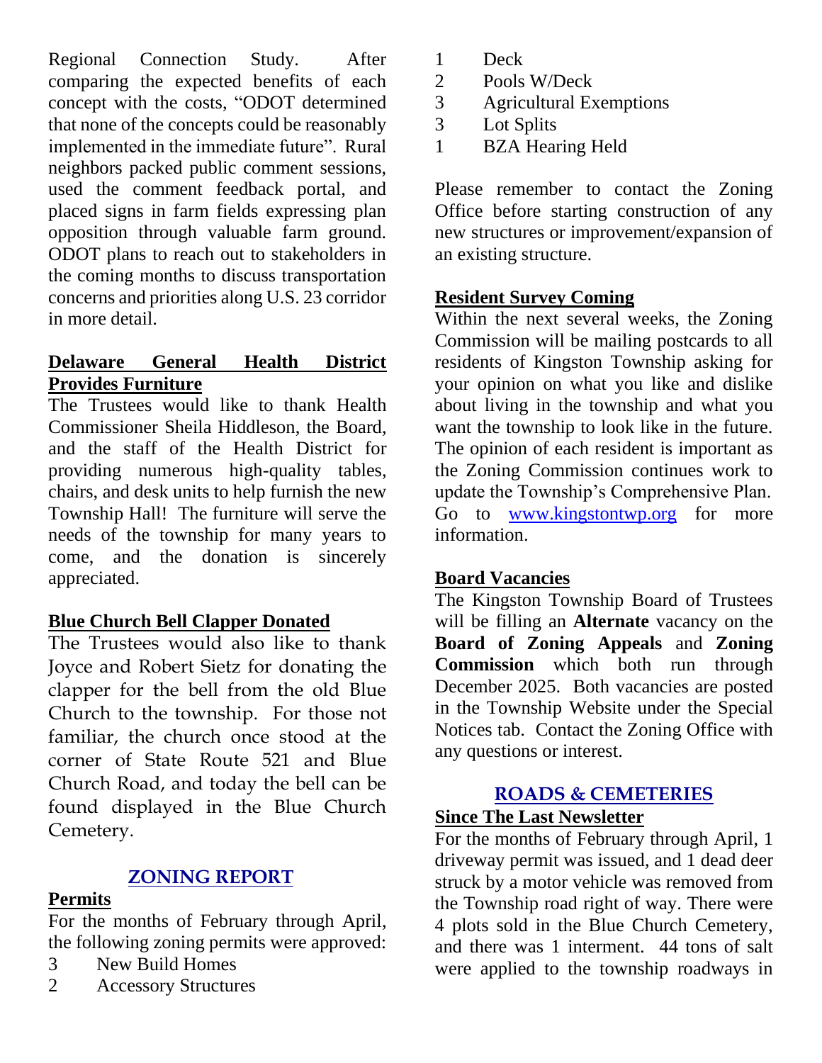Regional Connection Study. After comparing the expected benefits of each concept with the costs, "ODOT determined that none of the concepts could be reasonably implemented in the immediate future". Rural neighbors packed public comment sessions, used the comment feedback portal, and placed signs in farm fields expressing plan opposition through valuable farm ground. ODOT plans to reach out to stakeholders in the coming months to discuss transportation concerns and priorities along U.S. 23 corridor in more detail.

**Delaware General Health District Provides Furniture**

The Trustees would like to thank Health Commissioner Sheila Hiddleson, the Board, and the staff of the Health District for providing numerous high-quality tables, chairs, and desk units to help furnish the new Township Hall! The furniture will serve the needs of the township for many years to come, and the donation is sincerely appreciated.

**Blue Church Bell Clapper Donated**

The Trustees would also like to thank Joyce and Robert Sietz for donating the clapper for the bell from the old Blue Church to the township. For those not familiar, the church once stood at the corner of State Route 521 and Blue Church Road, and today the bell can be found displayed in the Blue Church Cemetery.

## ZONING REPORT

**Permits**

For the months of February through April, the following zoning permits were approved:

- 3 New Build Homes
- 2 Accessory Structures
- 1 Deck
- 2 Pools W/Deck
- 3 Agricultural Exemptions
- 3 Lot Splits
- 1 BZA Hearing Held

Please remember to contact the Zoning Office before starting construction of any new structures or improvement/expansion of an existing structure.

**Resident Survey Coming**

Within the next several weeks, the Zoning Commission will be mailing postcards to all residents of Kingston Township asking for your opinion on what you like and dislike about living in the township and what you want the township to look like in the future. The opinion of each resident is important as the Zoning Commission continues work to update the Township's Comprehensive Plan. Go to www.kingstontwp.org for more information.

**Board Vacancies**

The Kingston Township Board of Trustees will be filling an **Alternate** vacancy on the **Board of Zoning Appeals** and **Zoning Commission** which both run through December 2025. Both vacancies are posted in the Township Website under the Special Notices tab. Contact the Zoning Office with any questions or interest.

## ROADS & CEMETERIES

**Since The Last Newsletter**

For the months of February through April, 1 driveway permit was issued, and 1 dead deer struck by a motor vehicle was removed from the Township road right of way. There were 4 plots sold in the Blue Church Cemetery, and there was 1 interment. 44 tons of salt were applied to the township roadways in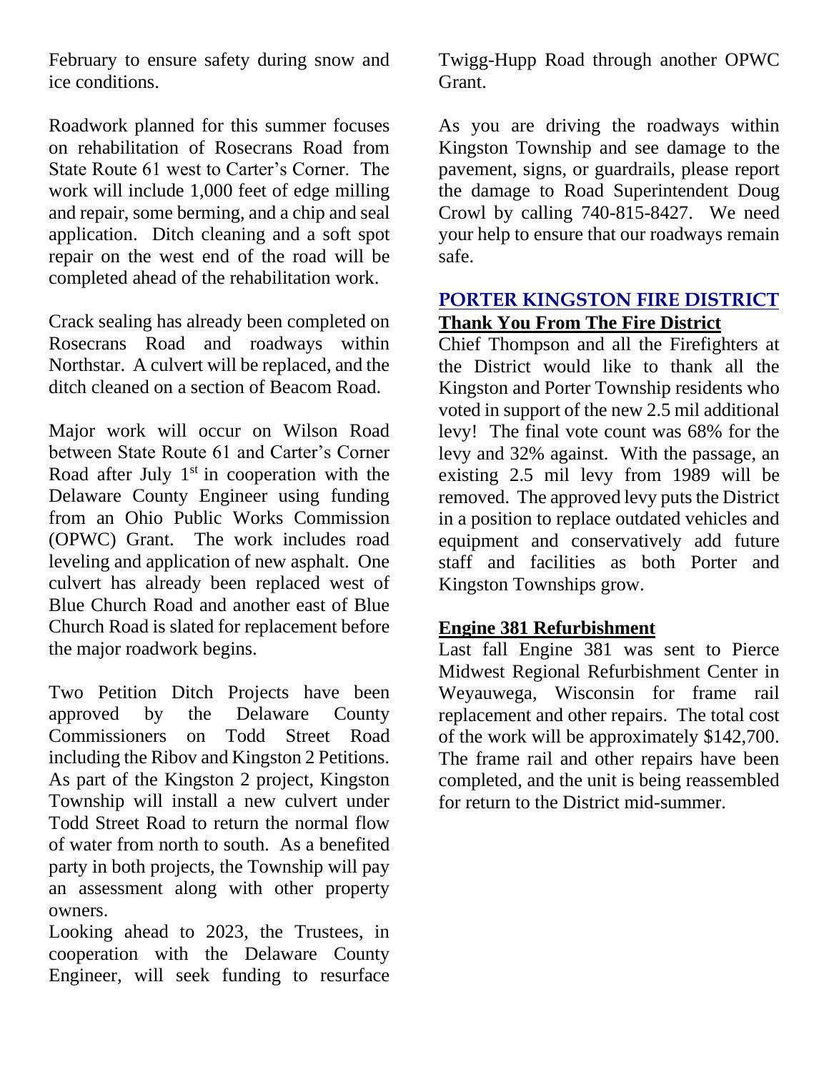February to ensure safety during snow and ice conditions.

Roadwork planned for this summer focuses on rehabilitation of Rosecrans Road from State Route 61 west to Carter's Corner. The work will include 1,000 feet of edge milling and repair, some berming, and a chip and seal application. Ditch cleaning and a soft spot repair on the west end of the road will be completed ahead of the rehabilitation work.

Crack sealing has already been completed on Rosecrans Road and roadways within Northstar. A culvert will be replaced, and the ditch cleaned on a section of Beacom Road.

Major work will occur on Wilson Road between State Route 61 and Carter's Corner Road after July 1st in cooperation with the Delaware County Engineer using funding from an Ohio Public Works Commission (OPWC) Grant. The work includes road leveling and application of new asphalt. One culvert has already been replaced west of Blue Church Road and another east of Blue Church Road is slated for replacement before the major roadwork begins.

Two Petition Ditch Projects have been approved by the Delaware County Commissioners on Todd Street Road including the Ribov and Kingston 2 Petitions. As part of the Kingston 2 project, Kingston Township will install a new culvert under Todd Street Road to return the normal flow of water from north to south. As a benefited party in both projects, the Township will pay an assessment along with other property owners.

Looking ahead to 2023, the Trustees, in cooperation with the Delaware County Engineer, will seek funding to resurface Twigg-Hupp Road through another OPWC Grant.

As you are driving the roadways within Kingston Township and see damage to the pavement, signs, or guardrails, please report the damage to Road Superintendent Doug Crowl by calling 740-815-8427. We need your help to ensure that our roadways remain safe.

## PORTER KINGSTON FIRE DISTRICT

### Thank You From The Fire District

Chief Thompson and all the Firefighters at the District would like to thank all the Kingston and Porter Township residents who voted in support of the new 2.5 mil additional levy! The final vote count was 68% for the levy and 32% against. With the passage, an existing 2.5 mil levy from 1989 will be removed. The approved levy puts the District in a position to replace outdated vehicles and equipment and conservatively add future staff and facilities as both Porter and Kingston Townships grow.

### Engine 381 Refurbishment

Last fall Engine 381 was sent to Pierce Midwest Regional Refurbishment Center in Weyauwega, Wisconsin for frame rail replacement and other repairs. The total cost of the work will be approximately $142,700. The frame rail and other repairs have been completed, and the unit is being reassembled for return to the District mid-summer.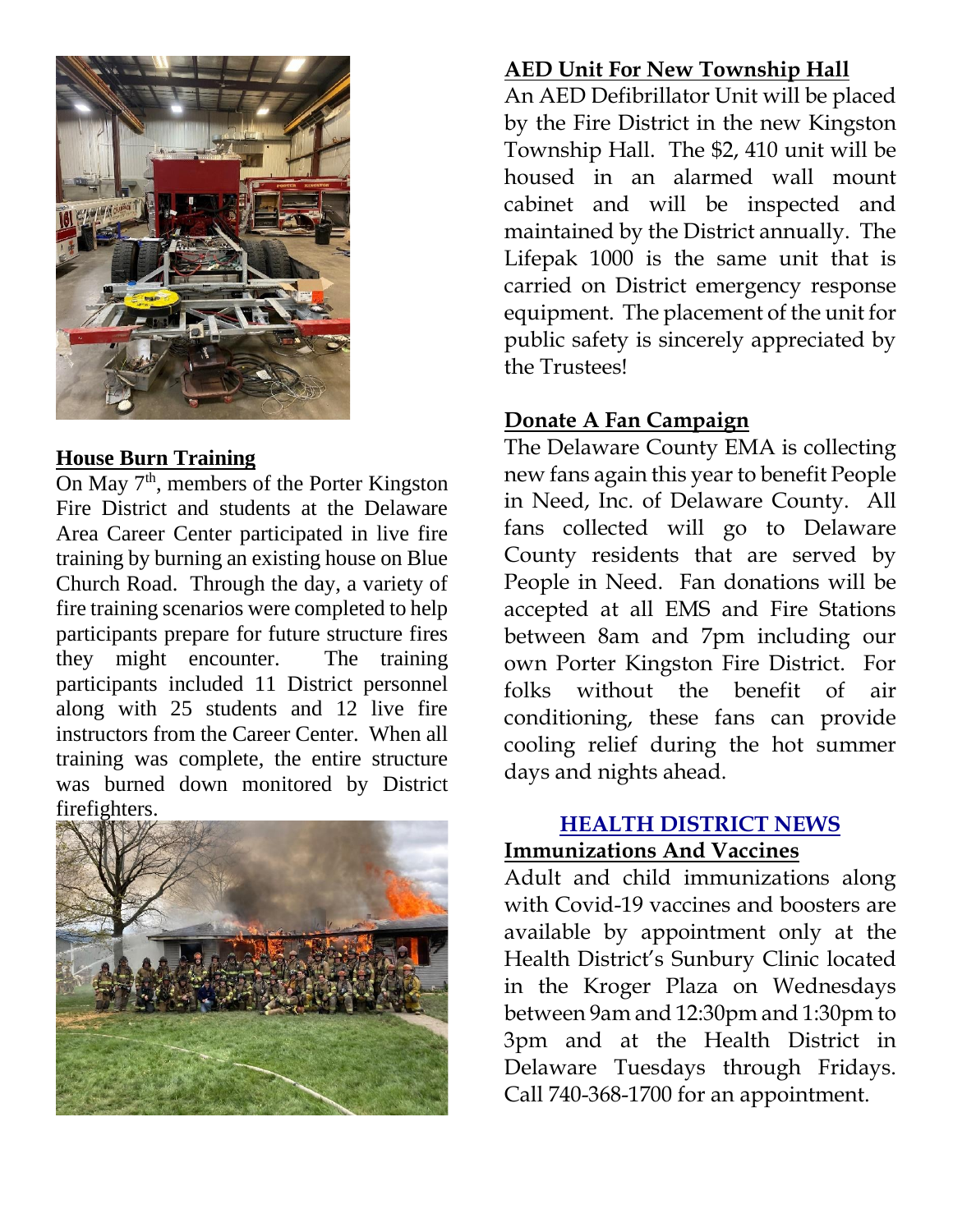## House Burn Training

On May 7th, members of the Porter Kingston Fire District and students at the Delaware Area Career Center participated in live fire training by burning an existing house on Blue Church Road. Through the day, a variety of fire training scenarios were completed to help participants prepare for future structure fires they might encounter. The training participants included 11 District personnel along with 25 students and 12 live fire instructors from the Career Center. When all training was complete, the entire structure was burned down monitored by District firefighters.

## AED Unit For New Township Hall

An AED Defibrillator Unit will be placed by the Fire District in the new Kingston Township Hall. The $2, 410 unit will be housed in an alarmed wall mount cabinet and will be inspected and maintained by the District annually. The Lifepak 1000 is the same unit that is carried on District emergency response equipment. The placement of the unit for public safety is sincerely appreciated by the Trustees!

## Donate A Fan Campaign

The Delaware County EMA is collecting new fans again this year to benefit People in Need, Inc. of Delaware County. All fans collected will go to Delaware County residents that are served by People in Need. Fan donations will be accepted at all EMS and Fire Stations between 8am and 7pm including our own Porter Kingston Fire District. For folks without the benefit of air conditioning, these fans can provide cooling relief during the hot summer days and nights ahead.

# HEALTH DISTRICT NEWS

## Immunizations And Vaccines

Adult and child immunizations along with Covid-19 vaccines and boosters are available by appointment only at the Health District's Sunbury Clinic located in the Kroger Plaza on Wednesdays between 9am and 12:30pm and 1:30pm to 3pm and at the Health District in Delaware Tuesdays through Fridays. Call 740-368-1700 for an appointment.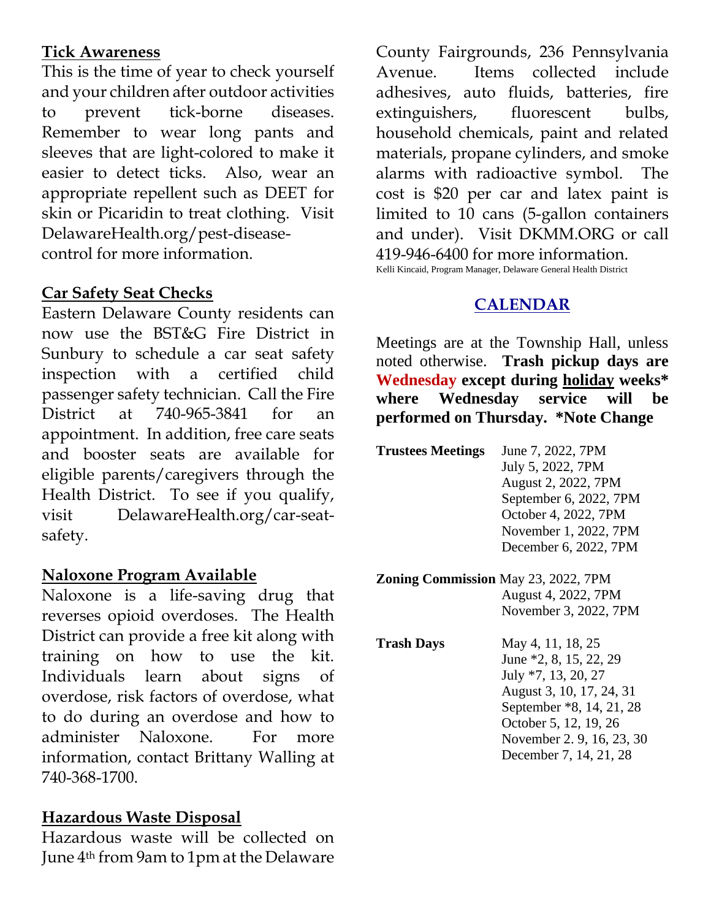## Tick Awareness

This is the time of year to check yourself and your children after outdoor activities to prevent tick-borne diseases. Remember to wear long pants and sleeves that are light-colored to make it easier to detect ticks. Also, wear an appropriate repellent such as DEET for skin or Picaridin to treat clothing. Visit DelawareHealth.org/pest-disease-control for more information.

## Car Safety Seat Checks

Eastern Delaware County residents can now use the BST&G Fire District in Sunbury to schedule a car seat safety inspection with a certified child passenger safety technician. Call the Fire District at 740-965-3841 for an appointment. In addition, free care seats and booster seats are available for eligible parents/caregivers through the Health District. To see if you qualify, visit DelawareHealth.org/car-seat-safety.

## Naloxone Program Available

Naloxone is a life-saving drug that reverses opioid overdoses. The Health District can provide a free kit along with training on how to use the kit. Individuals learn about signs of overdose, risk factors of overdose, what to do during an overdose and how to administer Naloxone. For more information, contact Brittany Walling at 740-368-1700.

## Hazardous Waste Disposal

Hazardous waste will be collected on June 4th from 9am to 1pm at the Delaware County Fairgrounds, 236 Pennsylvania Avenue. Items collected include adhesives, auto fluids, batteries, fire extinguishers, fluorescent bulbs, household chemicals, paint and related materials, propane cylinders, and smoke alarms with radioactive symbol. The cost is $20 per car and latex paint is limited to 10 cans (5-gallon containers and under). Visit DKMM.ORG or call 419-946-6400 for more information.

Kelli Kincaid, Program Manager, Delaware General Health District

## CALENDAR

Meetings are at the Township Hall, unless noted otherwise. **Trash pickup days are Wednesday except during holiday weeks* where Wednesday service will be performed on Thursday. *Note Change**

| | |
|---|---|
| **Trustees Meetings** | June 7, 2022, 7PM<br>July 5, 2022, 7PM<br>August 2, 2022, 7PM<br>September 6, 2022, 7PM<br>October 4, 2022, 7PM<br>November 1, 2022, 7PM<br>December 6, 2022, 7PM |
| **Zoning Commission** | May 23, 2022, 7PM<br>August 4, 2022, 7PM<br>November 3, 2022, 7PM |
| **Trash Days** | May 4, 11, 18, 25<br>June *2, 8, 15, 22, 29<br>July *7, 13, 20, 27<br>August 3, 10, 17, 24, 31<br>September *8, 14, 21, 28<br>October 5, 12, 19, 26<br>November 2. 9, 16, 23, 30<br>December 7, 14, 21, 28 |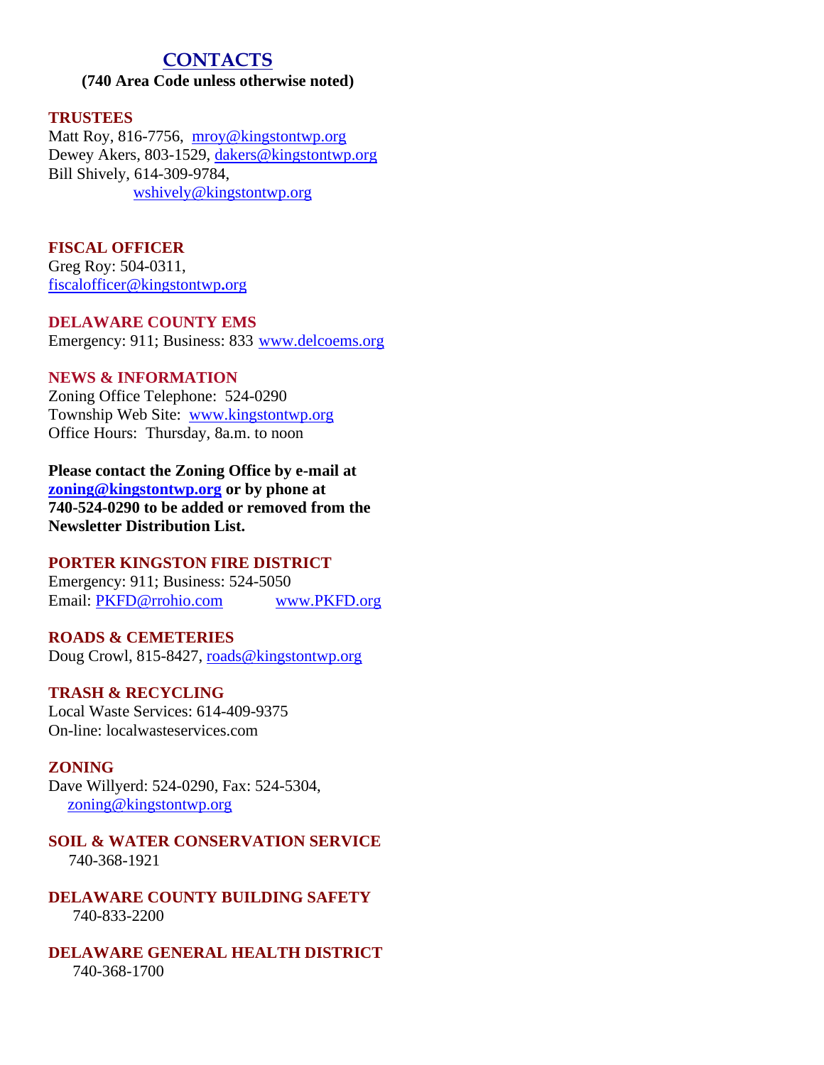# CONTACTS

**(740 Area Code unless otherwise noted)**

### TRUSTEES

Matt Roy, 816-7756, mroy@kingstontwp.org
Dewey Akers, 803-1529, dakers@kingstontwp.org
Bill Shively, 614-309-9784,
wshively@kingstontwp.org

### FISCAL OFFICER

Greg Roy: 504-0311,
fiscalofficer@kingstontwp.org

### DELAWARE COUNTY EMS

Emergency: 911; Business: 833 www.delcoems.org

### NEWS & INFORMATION

Zoning Office Telephone: 524-0290
Township Web Site: www.kingstontwp.org
Office Hours: Thursday, 8a.m. to noon

**Please contact the Zoning Office by e-mail at zoning@kingstontwp.org or by phone at 740-524-0290 to be added or removed from the Newsletter Distribution List.**

### PORTER KINGSTON FIRE DISTRICT

Emergency: 911; Business: 524-5050
Email: PKFD@rrohio.com www.PKFD.org

### ROADS & CEMETERIES

Doug Crowl, 815-8427, roads@kingstontwp.org

### TRASH & RECYCLING

Local Waste Services: 614-409-9375
On-line: localwasteservices.com

### ZONING

Dave Willyerd: 524-0290, Fax: 524-5304,
zoning@kingstontwp.org

### SOIL & WATER CONSERVATION SERVICE

740-368-1921

### DELAWARE COUNTY BUILDING SAFETY

740-833-2200

### DELAWARE GENERAL HEALTH DISTRICT

740-368-1700